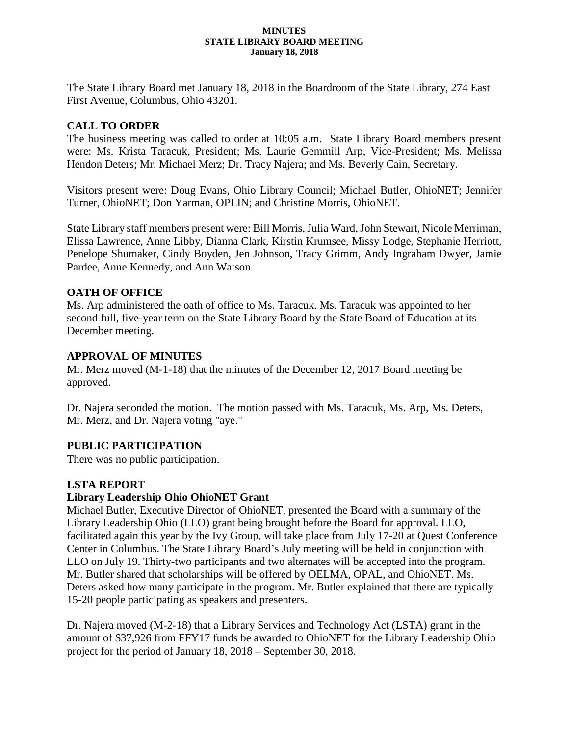# MINUTES
## STATE LIBRARY BOARD MEETING
### January 18, 2018

The State Library Board met January 18, 2018 in the Boardroom of the State Library, 274 East First Avenue, Columbus, Ohio 43201.

## CALL TO ORDER

The business meeting was called to order at 10:05 a.m. State Library Board members present were: Ms. Krista Taracuk, President; Ms. Laurie Gemmill Arp, Vice-President; Ms. Melissa Hendon Deters; Mr. Michael Merz; Dr. Tracy Najera; and Ms. Beverly Cain, Secretary.

Visitors present were: Doug Evans, Ohio Library Council; Michael Butler, OhioNET; Jennifer Turner, OhioNET; Don Yarman, OPLIN; and Christine Morris, OhioNET.

State Library staff members present were: Bill Morris, Julia Ward, John Stewart, Nicole Merriman, Elissa Lawrence, Anne Libby, Dianna Clark, Kirstin Krumsee, Missy Lodge, Stephanie Herriott, Penelope Shumaker, Cindy Boyden, Jen Johnson, Tracy Grimm, Andy Ingraham Dwyer, Jamie Pardee, Anne Kennedy, and Ann Watson.

## OATH OF OFFICE

Ms. Arp administered the oath of office to Ms. Taracuk. Ms. Taracuk was appointed to her second full, five-year term on the State Library Board by the State Board of Education at its December meeting.

## APPROVAL OF MINUTES

Mr. Merz moved (M-1-18) that the minutes of the December 12, 2017 Board meeting be approved.

Dr. Najera seconded the motion. The motion passed with Ms. Taracuk, Ms. Arp, Ms. Deters, Mr. Merz, and Dr. Najera voting "aye."

## PUBLIC PARTICIPATION

There was no public participation.

## LSTA REPORT

### Library Leadership Ohio OhioNET Grant

Michael Butler, Executive Director of OhioNET, presented the Board with a summary of the Library Leadership Ohio (LLO) grant being brought before the Board for approval. LLO, facilitated again this year by the Ivy Group, will take place from July 17-20 at Quest Conference Center in Columbus. The State Library Board's July meeting will be held in conjunction with LLO on July 19. Thirty-two participants and two alternates will be accepted into the program. Mr. Butler shared that scholarships will be offered by OELMA, OPAL, and OhioNET. Ms. Deters asked how many participate in the program. Mr. Butler explained that there are typically 15-20 people participating as speakers and presenters.

Dr. Najera moved (M-2-18) that a Library Services and Technology Act (LSTA) grant in the amount of $37,926 from FFY17 funds be awarded to OhioNET for the Library Leadership Ohio project for the period of January 18, 2018 – September 30, 2018.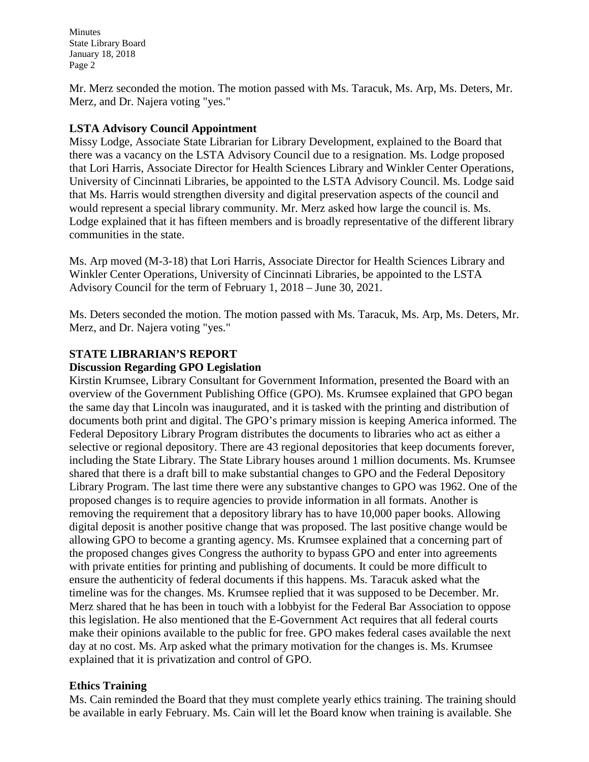Mr. Merz seconded the motion. The motion passed with Ms. Taracuk, Ms. Arp, Ms. Deters, Mr. Merz, and Dr. Najera voting "yes."

**LSTA Advisory Council Appointment**

Missy Lodge, Associate State Librarian for Library Development, explained to the Board that there was a vacancy on the LSTA Advisory Council due to a resignation. Ms. Lodge proposed that Lori Harris, Associate Director for Health Sciences Library and Winkler Center Operations, University of Cincinnati Libraries, be appointed to the LSTA Advisory Council. Ms. Lodge said that Ms. Harris would strengthen diversity and digital preservation aspects of the council and would represent a special library community. Mr. Merz asked how large the council is. Ms. Lodge explained that it has fifteen members and is broadly representative of the different library communities in the state.

Ms. Arp moved (M-3-18) that Lori Harris, Associate Director for Health Sciences Library and Winkler Center Operations, University of Cincinnati Libraries, be appointed to the LSTA Advisory Council for the term of February 1, 2018 – June 30, 2021.

Ms. Deters seconded the motion. The motion passed with Ms. Taracuk, Ms. Arp, Ms. Deters, Mr. Merz, and Dr. Najera voting "yes."

## STATE LIBRARIAN'S REPORT

**Discussion Regarding GPO Legislation**

Kirstin Krumsee, Library Consultant for Government Information, presented the Board with an overview of the Government Publishing Office (GPO). Ms. Krumsee explained that GPO began the same day that Lincoln was inaugurated, and it is tasked with the printing and distribution of documents both print and digital. The GPO's primary mission is keeping America informed. The Federal Depository Library Program distributes the documents to libraries who act as either a selective or regional depository. There are 43 regional depositories that keep documents forever, including the State Library. The State Library houses around 1 million documents. Ms. Krumsee shared that there is a draft bill to make substantial changes to GPO and the Federal Depository Library Program. The last time there were any substantive changes to GPO was 1962. One of the proposed changes is to require agencies to provide information in all formats. Another is removing the requirement that a depository library has to have 10,000 paper books. Allowing digital deposit is another positive change that was proposed. The last positive change would be allowing GPO to become a granting agency. Ms. Krumsee explained that a concerning part of the proposed changes gives Congress the authority to bypass GPO and enter into agreements with private entities for printing and publishing of documents. It could be more difficult to ensure the authenticity of federal documents if this happens. Ms. Taracuk asked what the timeline was for the changes. Ms. Krumsee replied that it was supposed to be December. Mr. Merz shared that he has been in touch with a lobbyist for the Federal Bar Association to oppose this legislation. He also mentioned that the E-Government Act requires that all federal courts make their opinions available to the public for free. GPO makes federal cases available the next day at no cost. Ms. Arp asked what the primary motivation for the changes is. Ms. Krumsee explained that it is privatization and control of GPO.

**Ethics Training**

Ms. Cain reminded the Board that they must complete yearly ethics training. The training should be available in early February. Ms. Cain will let the Board know when training is available. She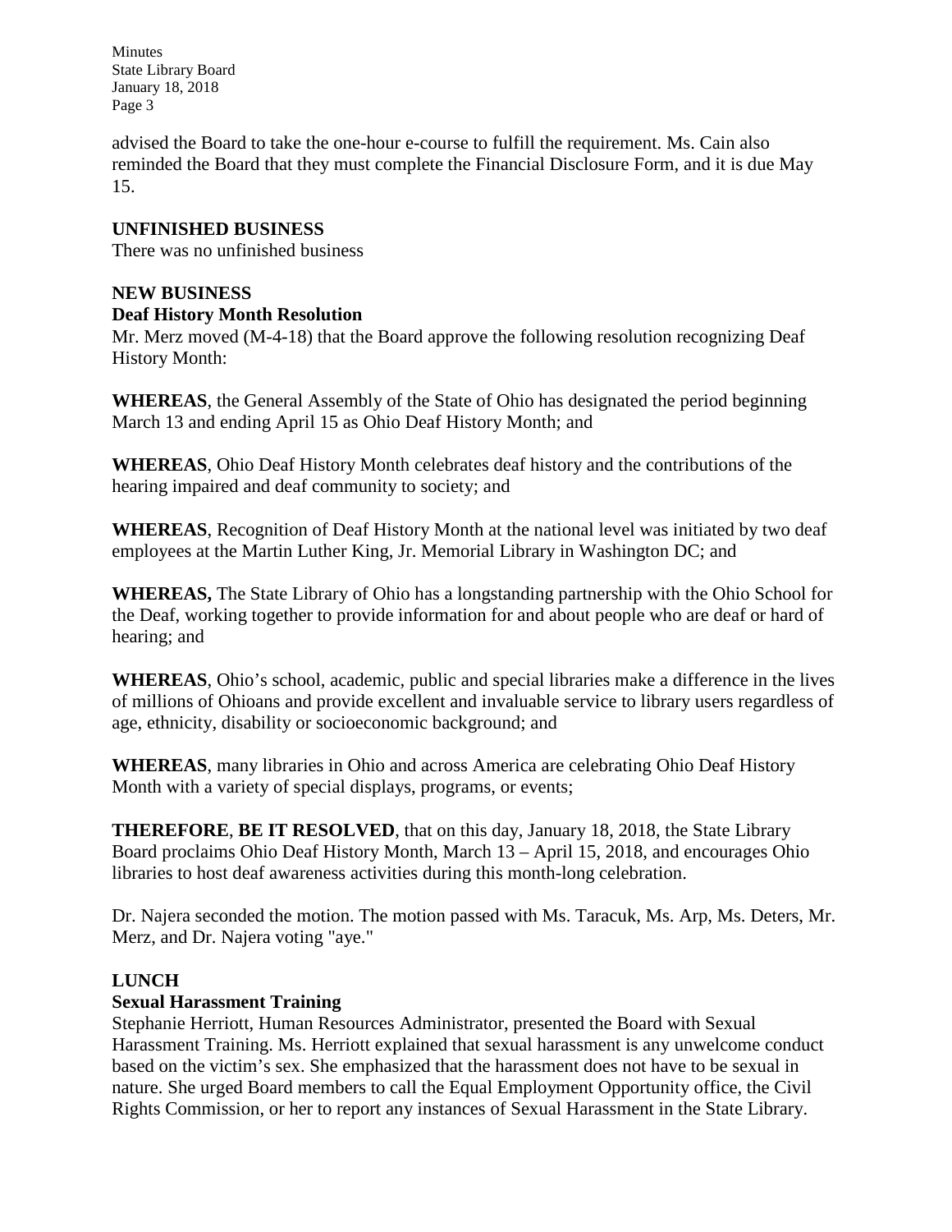advised the Board to take the one-hour e-course to fulfill the requirement. Ms. Cain also reminded the Board that they must complete the Financial Disclosure Form, and it is due May 15.

**UNFINISHED BUSINESS**

There was no unfinished business

**NEW BUSINESS**

**Deaf History Month Resolution**

Mr. Merz moved (M-4-18) that the Board approve the following resolution recognizing Deaf History Month:

**WHEREAS**, the General Assembly of the State of Ohio has designated the period beginning March 13 and ending April 15 as Ohio Deaf History Month; and

**WHEREAS**, Ohio Deaf History Month celebrates deaf history and the contributions of the hearing impaired and deaf community to society; and

**WHEREAS**, Recognition of Deaf History Month at the national level was initiated by two deaf employees at the Martin Luther King, Jr. Memorial Library in Washington DC; and

**WHEREAS,** The State Library of Ohio has a longstanding partnership with the Ohio School for the Deaf, working together to provide information for and about people who are deaf or hard of hearing; and

**WHEREAS**, Ohio's school, academic, public and special libraries make a difference in the lives of millions of Ohioans and provide excellent and invaluable service to library users regardless of age, ethnicity, disability or socioeconomic background; and

**WHEREAS**, many libraries in Ohio and across America are celebrating Ohio Deaf History Month with a variety of special displays, programs, or events;

**THEREFORE**, **BE IT RESOLVED**, that on this day, January 18, 2018, the State Library Board proclaims Ohio Deaf History Month, March 13 – April 15, 2018, and encourages Ohio libraries to host deaf awareness activities during this month-long celebration.

Dr. Najera seconded the motion. The motion passed with Ms. Taracuk, Ms. Arp, Ms. Deters, Mr. Merz, and Dr. Najera voting "aye."

**LUNCH**

**Sexual Harassment Training**

Stephanie Herriott, Human Resources Administrator, presented the Board with Sexual Harassment Training. Ms. Herriott explained that sexual harassment is any unwelcome conduct based on the victim's sex. She emphasized that the harassment does not have to be sexual in nature. She urged Board members to call the Equal Employment Opportunity office, the Civil Rights Commission, or her to report any instances of Sexual Harassment in the State Library.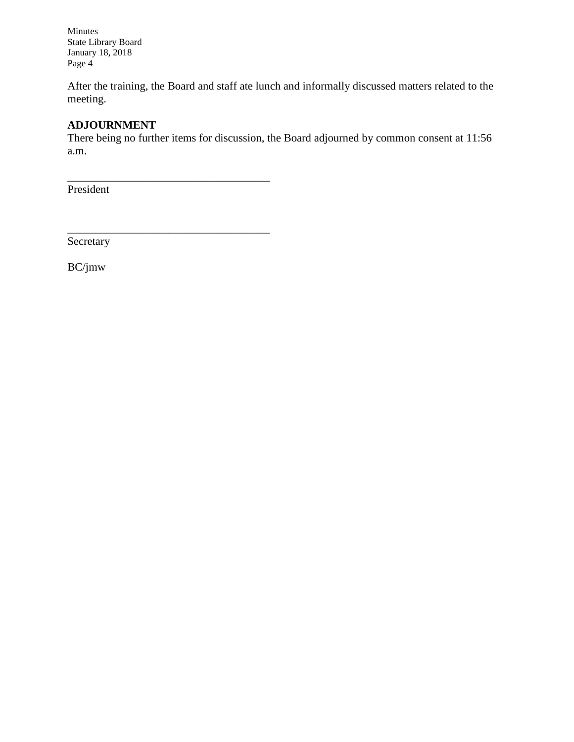After the training, the Board and staff ate lunch and informally discussed matters related to the meeting.

**ADJOURNMENT**
There being no further items for discussion, the Board adjourned by common consent at 11:56 a.m.

___________________________________
President

___________________________________
Secretary

BC/jmw